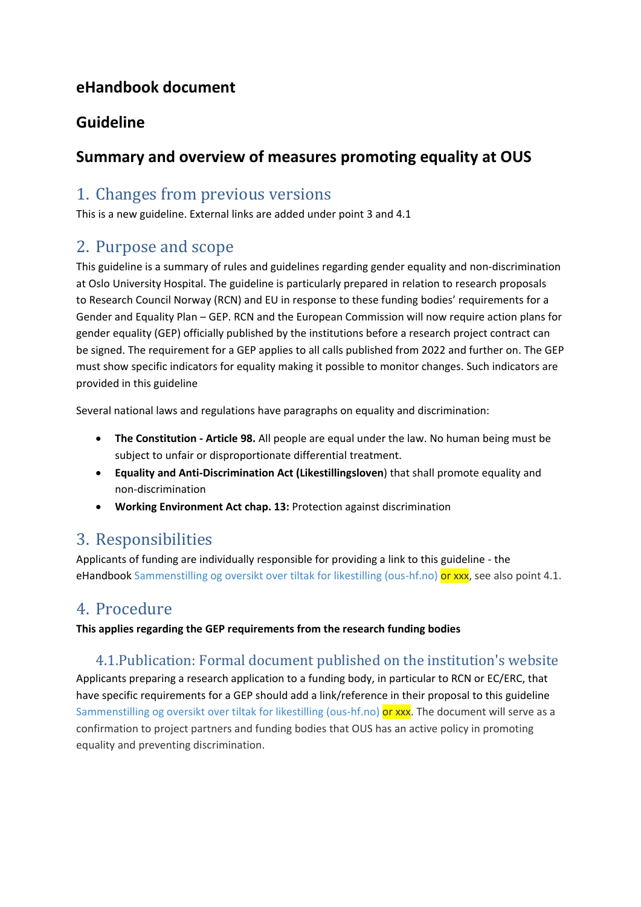## eHandbook document

## Guideline

## Summary and overview of measures promoting equality at OUS

# 1. Changes from previous versions

This is a new guideline. External links are added under point 3 and 4.1

# 2. Purpose and scope

This guideline is a summary of rules and guidelines regarding gender equality and non-discrimination at Oslo University Hospital. The guideline is particularly prepared in relation to research proposals to Research Council Norway (RCN) and EU in response to these funding bodies' requirements for a Gender and Equality Plan – GEP. RCN and the European Commission will now require action plans for gender equality (GEP) officially published by the institutions before a research project contract can be signed. The requirement for a GEP applies to all calls published from 2022 and further on. The GEP must show specific indicators for equality making it possible to monitor changes. Such indicators are provided in this guideline

Several national laws and regulations have paragraphs on equality and discrimination:

- **The Constitution - Article 98.** All people are equal under the law. No human being must be subject to unfair or disproportionate differential treatment.
- **Equality and Anti-Discrimination Act (Likestillingsloven**) that shall promote equality and non-discrimination
- **Working Environment Act chap. 13:** Protection against discrimination

# 3. Responsibilities

Applicants of funding are individually responsible for providing a link to this guideline - the eHandbook Sammenstilling og oversikt over tiltak for likestilling (ous-hf.no) or xxx, see also point 4.1.

# 4. Procedure

**This applies regarding the GEP requirements from the research funding bodies**

## 4.1.Publication: Formal document published on the institution's website

Applicants preparing a research application to a funding body, in particular to RCN or EC/ERC, that have specific requirements for a GEP should add a link/reference in their proposal to this guideline Sammenstilling og oversikt over tiltak for likestilling (ous-hf.no) or xxx. The document will serve as a confirmation to project partners and funding bodies that OUS has an active policy in promoting equality and preventing discrimination.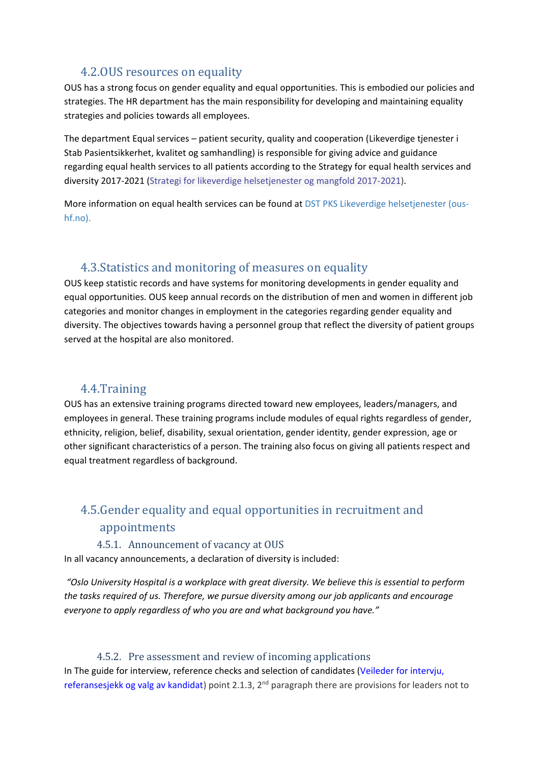## 4.2. OUS resources on equality

OUS has a strong focus on gender equality and equal opportunities. This is embodied our policies and strategies. The HR department has the main responsibility for developing and maintaining equality strategies and policies towards all employees.

The department Equal services – patient security, quality and cooperation (Likeverdige tjenester i Stab Pasientsikkerhet, kvalitet og samhandling) is responsible for giving advice and guidance regarding equal health services to all patients according to the Strategy for equal health services and diversity 2017-2021 (Strategi for likeverdige helsetjenester og mangfold 2017-2021).

More information on equal health services can be found at DST PKS Likeverdige helsetjenester (ous-hf.no).

## 4.3. Statistics and monitoring of measures on equality

OUS keep statistic records and have systems for monitoring developments in gender equality and equal opportunities. OUS keep annual records on the distribution of men and women in different job categories and monitor changes in employment in the categories regarding gender equality and diversity. The objectives towards having a personnel group that reflect the diversity of patient groups served at the hospital are also monitored.

## 4.4. Training

OUS has an extensive training programs directed toward new employees, leaders/managers, and employees in general. These training programs include modules of equal rights regardless of gender, ethnicity, religion, belief, disability, sexual orientation, gender identity, gender expression, age or other significant characteristics of a person. The training also focus on giving all patients respect and equal treatment regardless of background.

## 4.5. Gender equality and equal opportunities in recruitment and appointments

### 4.5.1. Announcement of vacancy at OUS

In all vacancy announcements, a declaration of diversity is included:

*"Oslo University Hospital is a workplace with great diversity. We believe this is essential to perform the tasks required of us. Therefore, we pursue diversity among our job applicants and encourage everyone to apply regardless of who you are and what background you have."*

### 4.5.2. Pre assessment and review of incoming applications

In The guide for interview, reference checks and selection of candidates (Veileder for intervju, referansesjekk og valg av kandidat) point 2.1.3, 2nd paragraph there are provisions for leaders not to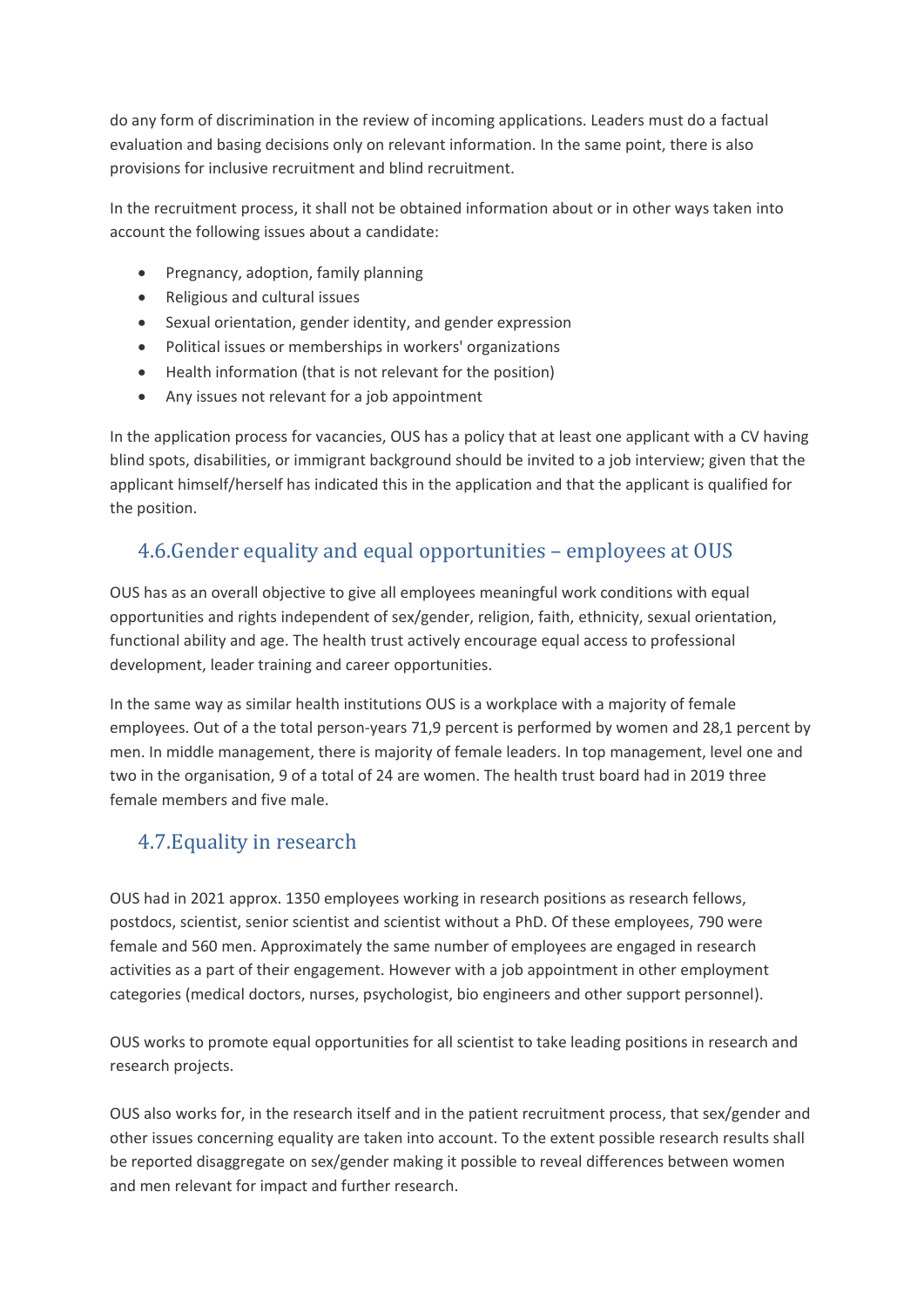do any form of discrimination in the review of incoming applications. Leaders must do a factual evaluation and basing decisions only on relevant information. In the same point, there is also provisions for inclusive recruitment and blind recruitment.

In the recruitment process, it shall not be obtained information about or in other ways taken into account the following issues about a candidate:

- Pregnancy, adoption, family planning
- Religious and cultural issues
- Sexual orientation, gender identity, and gender expression
- Political issues or memberships in workers' organizations
- Health information (that is not relevant for the position)
- Any issues not relevant for a job appointment

In the application process for vacancies, OUS has a policy that at least one applicant with a CV having blind spots, disabilities, or immigrant background should be invited to a job interview; given that the applicant himself/herself has indicated this in the application and that the applicant is qualified for the position.

## 4.6.Gender equality and equal opportunities – employees at OUS

OUS has as an overall objective to give all employees meaningful work conditions with equal opportunities and rights independent of sex/gender, religion, faith, ethnicity, sexual orientation, functional ability and age. The health trust actively encourage equal access to professional development, leader training and career opportunities.

In the same way as similar health institutions OUS is a workplace with a majority of female employees. Out of a the total person-years 71,9 percent is performed by women and 28,1 percent by men. In middle management, there is majority of female leaders. In top management, level one and two in the organisation, 9 of a total of 24 are women. The health trust board had in 2019 three female members and five male.

## 4.7.Equality in research

OUS had in 2021 approx. 1350 employees working in research positions as research fellows, postdocs, scientist, senior scientist and scientist without a PhD. Of these employees, 790 were female and 560 men. Approximately the same number of employees are engaged in research activities as a part of their engagement. However with a job appointment in other employment categories (medical doctors, nurses, psychologist, bio engineers and other support personnel).

OUS works to promote equal opportunities for all scientist to take leading positions in research and research projects.

OUS also works for, in the research itself and in the patient recruitment process, that sex/gender and other issues concerning equality are taken into account. To the extent possible research results shall be reported disaggregate on sex/gender making it possible to reveal differences between women and men relevant for impact and further research.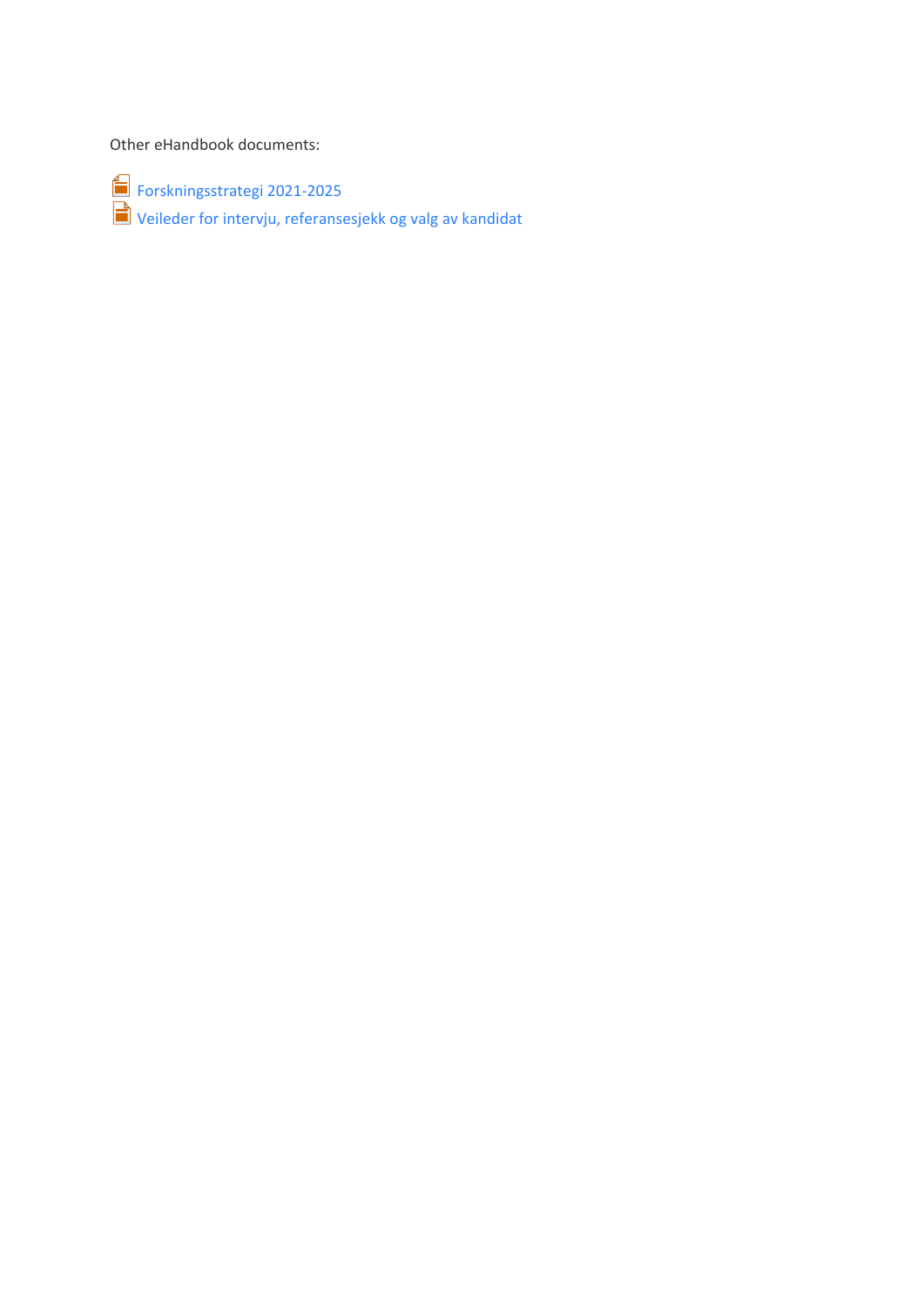Other eHandbook documents:

- Forskningsstrategi 2021-2025
- Veileder for intervju, referansesjekk og valg av kandidat